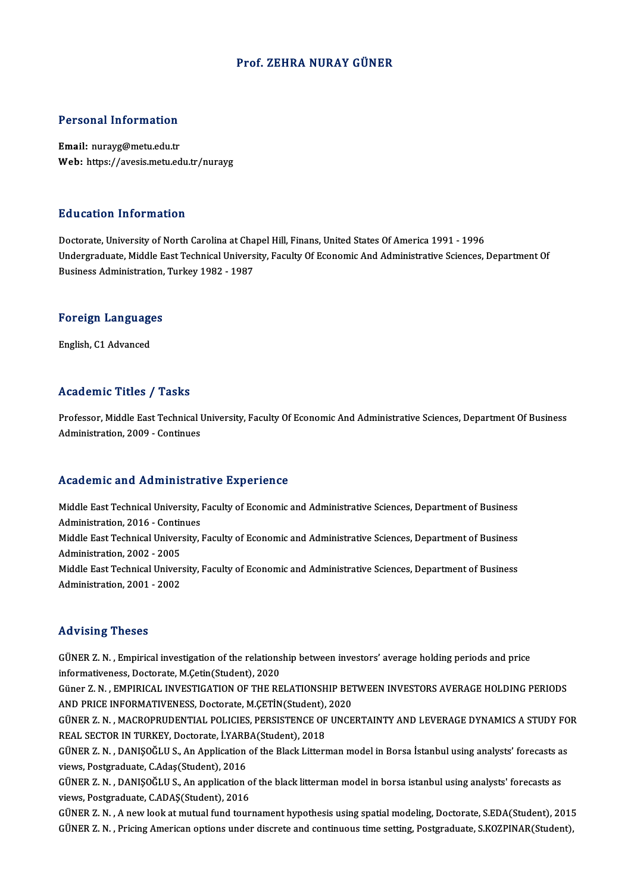# Prof. ZEHRA NURAY GÜNER

## Personal Information

**Email:** nurayg@metu.edu.tr
**Web:** https://avesis.metu.edu.tr/nurayg

## Education Information

Doctorate, University of North Carolina at Chapel Hill, Finans, United States Of America 1991 - 1996
Undergraduate, Middle East Technical University, Faculty Of Economic And Administrative Sciences, Department Of Business Administration, Turkey 1982 - 1987

## Foreign Languages

English, C1 Advanced

## Academic Titles / Tasks

Professor, Middle East Technical University, Faculty Of Economic And Administrative Sciences, Department Of Business Administration, 2009 - Continues

## Academic and Administrative Experience

Middle East Technical University, Faculty of Economic and Administrative Sciences, Department of Business Administration, 2016 - Continues
Middle East Technical University, Faculty of Economic and Administrative Sciences, Department of Business Administration, 2002 - 2005
Middle East Technical University, Faculty of Economic and Administrative Sciences, Department of Business Administration, 2001 - 2002

## Advising Theses

GÜNER Z. N. , Empirical investigation of the relationship between investors' average holding periods and price informativeness, Doctorate, M.Çetin(Student), 2020
Güner Z. N. , EMPIRICAL INVESTIGATION OF THE RELATIONSHIP BETWEEN INVESTORS AVERAGE HOLDING PERIODS AND PRICE INFORMATIVENESS, Doctorate, M.ÇETİN(Student), 2020
GÜNER Z. N. , MACROPRUDENTIAL POLICIES, PERSISTENCE OF UNCERTAINTY AND LEVERAGE DYNAMICS A STUDY FOR REAL SECTOR IN TURKEY, Doctorate, İ.YARBA(Student), 2018
GÜNER Z. N. , DANIŞOĞLU S., An Application of the Black Litterman model in Borsa İstanbul using analysts' forecasts as views, Postgraduate, C.Adaş(Student), 2016
GÜNER Z. N. , DANIŞOĞLU S., An application of the black litterman model in borsa istanbul using analysts' forecasts as views, Postgraduate, C.ADAŞ(Student), 2016
GÜNER Z. N. , A new look at mutual fund tournament hypothesis using spatial modeling, Doctorate, S.EDA(Student), 2015
GÜNER Z. N. , Pricing American options under discrete and continuous time setting, Postgraduate, S.KOZPINAR(Student),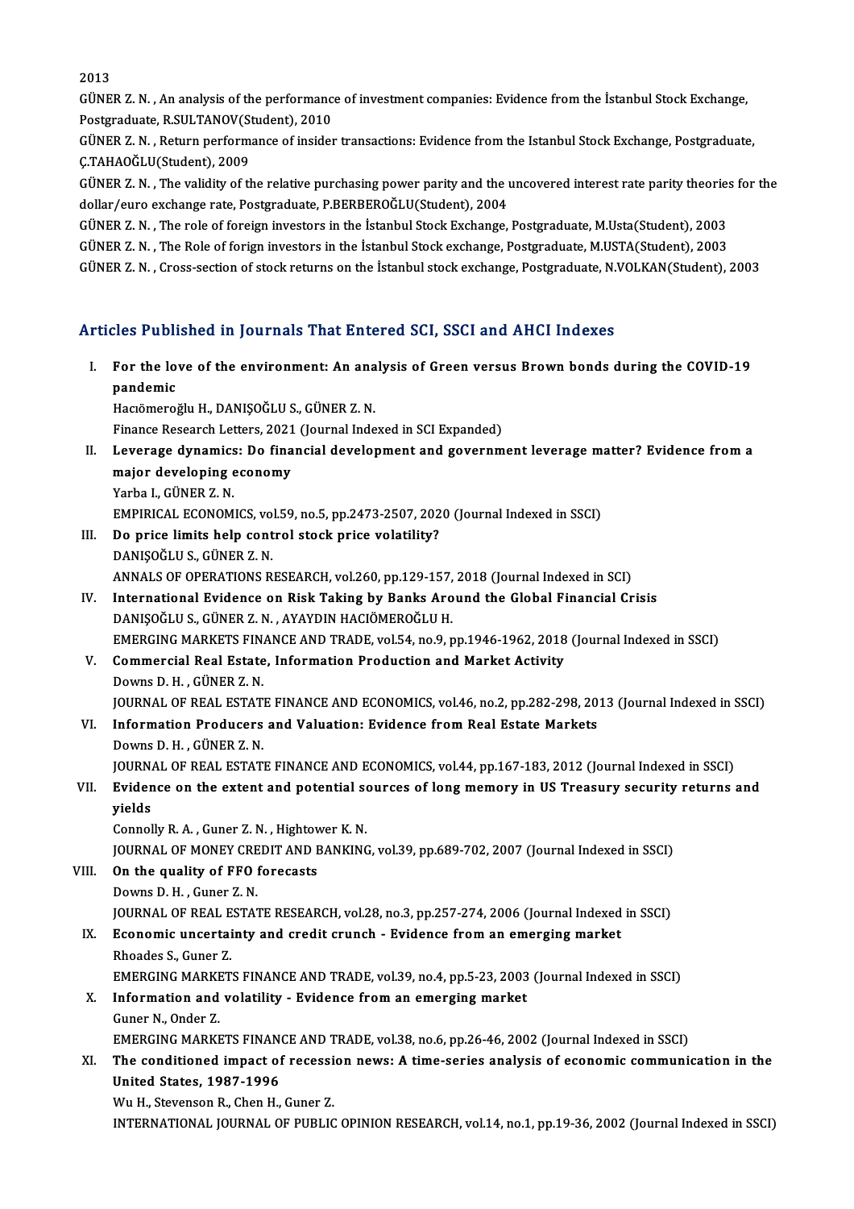2013

GÜNER Z. N. , An analysis of the performance of investment companies: Evidence from the İstanbul Stock Exchange, Postgraduate, R.SULTANOV(Student), 2010

GÜNER Z. N. , Return performance of insider transactions: Evidence from the Istanbul Stock Exchange, Postgraduate, Ç.TAHAOĞLU(Student), 2009

GÜNER Z. N. , The validity of the relative purchasing power parity and the uncovered interest rate parity theories for the dollar/euro exchange rate, Postgraduate, P.BERBEROĞLU(Student), 2004

GÜNER Z. N. , The role of foreign investors in the İstanbul Stock Exchange, Postgraduate, M.Usta(Student), 2003

GÜNER Z. N. , The Role of forign investors in the İstanbul Stock exchange, Postgraduate, M.USTA(Student), 2003

GÜNER Z. N. , Cross-section of stock returns on the İstanbul stock exchange, Postgraduate, N.VOLKAN(Student), 2003

## Articles Published in Journals That Entered SCI, SSCI and AHCI Indexes

I. **For the love of the environment: An analysis of Green versus Brown bonds during the COVID-19 pandemic**
   Hacıömeroğlu H., DANIŞOĞLU S., GÜNER Z. N.
   Finance Research Letters, 2021 (Journal Indexed in SCI Expanded)

II. **Leverage dynamics: Do financial development and government leverage matter? Evidence from a major developing economy**
   Yarba I., GÜNER Z. N.
   EMPIRICAL ECONOMICS, vol.59, no.5, pp.2473-2507, 2020 (Journal Indexed in SSCI)

III. **Do price limits help control stock price volatility?**
   DANIŞOĞLU S., GÜNER Z. N.
   ANNALS OF OPERATIONS RESEARCH, vol.260, pp.129-157, 2018 (Journal Indexed in SCI)

IV. **International Evidence on Risk Taking by Banks Around the Global Financial Crisis**
   DANIŞOĞLU S., GÜNER Z. N. , AYAYDIN HACIÖMEROĞLU H.
   EMERGING MARKETS FINANCE AND TRADE, vol.54, no.9, pp.1946-1962, 2018 (Journal Indexed in SSCI)

V. **Commercial Real Estate, Information Production and Market Activity**
   Downs D. H. , GÜNER Z. N.
   JOURNAL OF REAL ESTATE FINANCE AND ECONOMICS, vol.46, no.2, pp.282-298, 2013 (Journal Indexed in SSCI)

VI. **Information Producers and Valuation: Evidence from Real Estate Markets**
   Downs D. H. , GÜNER Z. N.
   JOURNAL OF REAL ESTATE FINANCE AND ECONOMICS, vol.44, pp.167-183, 2012 (Journal Indexed in SSCI)

VII. **Evidence on the extent and potential sources of long memory in US Treasury security returns and yields**
   Connolly R. A. , Guner Z. N. , Hightower K. N.
   JOURNAL OF MONEY CREDIT AND BANKING, vol.39, pp.689-702, 2007 (Journal Indexed in SSCI)

VIII. **On the quality of FFO forecasts**
   Downs D. H. , Guner Z. N.
   JOURNAL OF REAL ESTATE RESEARCH, vol.28, no.3, pp.257-274, 2006 (Journal Indexed in SSCI)

IX. **Economic uncertainty and credit crunch - Evidence from an emerging market**
   Rhoades S., Guner Z.
   EMERGING MARKETS FINANCE AND TRADE, vol.39, no.4, pp.5-23, 2003 (Journal Indexed in SSCI)

X. **Information and volatility - Evidence from an emerging market**
   Guner N., Onder Z.
   EMERGING MARKETS FINANCE AND TRADE, vol.38, no.6, pp.26-46, 2002 (Journal Indexed in SSCI)

XI. **The conditioned impact of recession news: A time-series analysis of economic communication in the United States, 1987-1996**
   Wu H., Stevenson R., Chen H., Guner Z.
   INTERNATIONAL JOURNAL OF PUBLIC OPINION RESEARCH, vol.14, no.1, pp.19-36, 2002 (Journal Indexed in SSCI)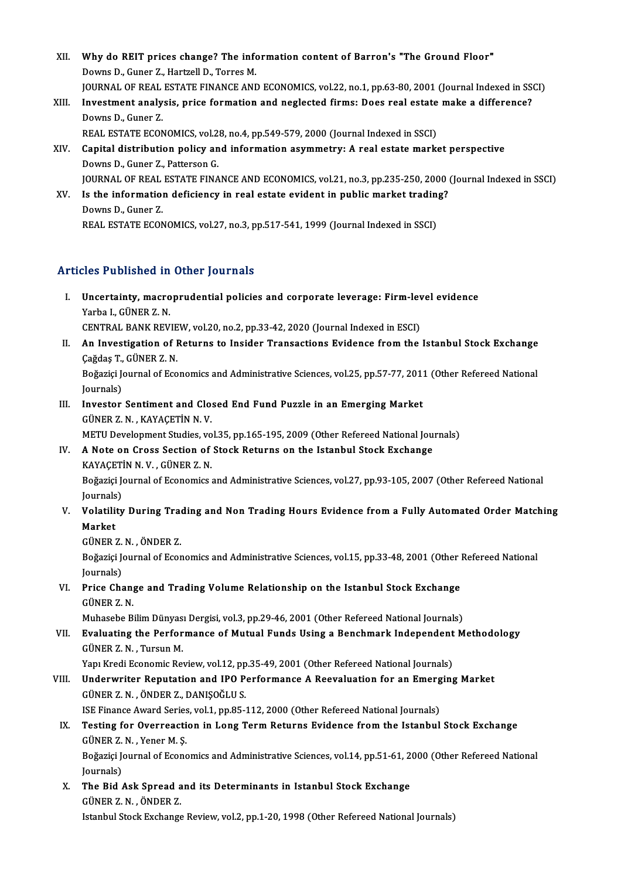XII. **Why do REIT prices change? The information content of Barron's "The Ground Floor"**
Downs D., Guner Z., Hartzell D., Torres M.
JOURNAL OF REAL ESTATE FINANCE AND ECONOMICS, vol.22, no.1, pp.63-80, 2001 (Journal Indexed in SSCI)

XIII. **Investment analysis, price formation and neglected firms: Does real estate make a difference?**
Downs D., Guner Z.
REAL ESTATE ECONOMICS, vol.28, no.4, pp.549-579, 2000 (Journal Indexed in SSCI)

XIV. **Capital distribution policy and information asymmetry: A real estate market perspective**
Downs D., Guner Z., Patterson G.
JOURNAL OF REAL ESTATE FINANCE AND ECONOMICS, vol.21, no.3, pp.235-250, 2000 (Journal Indexed in SSCI)

XV. **Is the information deficiency in real estate evident in public market trading?**
Downs D., Guner Z.
REAL ESTATE ECONOMICS, vol.27, no.3, pp.517-541, 1999 (Journal Indexed in SSCI)

## Articles Published in Other Journals

I. **Uncertainty, macroprudential policies and corporate leverage: Firm-level evidence**
Yarba I., GÜNER Z. N.
CENTRAL BANK REVIEW, vol.20, no.2, pp.33-42, 2020 (Journal Indexed in ESCI)

II. **An Investigation of Returns to Insider Transactions Evidence from the Istanbul Stock Exchange**
Çağdaş T., GÜNER Z. N.
Boğaziçi Journal of Economics and Administrative Sciences, vol.25, pp.57-77, 2011 (Other Refereed National Journals)

III. **Investor Sentiment and Closed End Fund Puzzle in an Emerging Market**
GÜNER Z. N. , KAYAÇETİN N. V.
METU Development Studies, vol.35, pp.165-195, 2009 (Other Refereed National Journals)

IV. **A Note on Cross Section of Stock Returns on the Istanbul Stock Exchange**
KAYAÇETİN N. V. , GÜNER Z. N.
Boğaziçi Journal of Economics and Administrative Sciences, vol.27, pp.93-105, 2007 (Other Refereed National Journals)

V. **Volatility During Trading and Non Trading Hours Evidence from a Fully Automated Order Matching Market**
GÜNER Z. N. , ÖNDER Z.
Boğaziçi Journal of Economics and Administrative Sciences, vol.15, pp.33-48, 2001 (Other Refereed National Journals)

VI. **Price Change and Trading Volume Relationship on the Istanbul Stock Exchange**
GÜNER Z. N.
Muhasebe Bilim Dünyası Dergisi, vol.3, pp.29-46, 2001 (Other Refereed National Journals)

VII. **Evaluating the Performance of Mutual Funds Using a Benchmark Independent Methodology**
GÜNER Z. N. , Tursun M.
Yapı Kredi Economic Review, vol.12, pp.35-49, 2001 (Other Refereed National Journals)

VIII. **Underwriter Reputation and IPO Performance A Reevaluation for an Emerging Market**
GÜNER Z. N. , ÖNDER Z., DANIŞOĞLU S.
ISE Finance Award Series, vol.1, pp.85-112, 2000 (Other Refereed National Journals)

IX. **Testing for Overreaction in Long Term Returns Evidence from the Istanbul Stock Exchange**
GÜNER Z. N. , Yener M. Ş.
Boğaziçi Journal of Economics and Administrative Sciences, vol.14, pp.51-61, 2000 (Other Refereed National Journals)

X. **The Bid Ask Spread and its Determinants in Istanbul Stock Exchange**
GÜNER Z. N. , ÖNDER Z.
Istanbul Stock Exchange Review, vol.2, pp.1-20, 1998 (Other Refereed National Journals)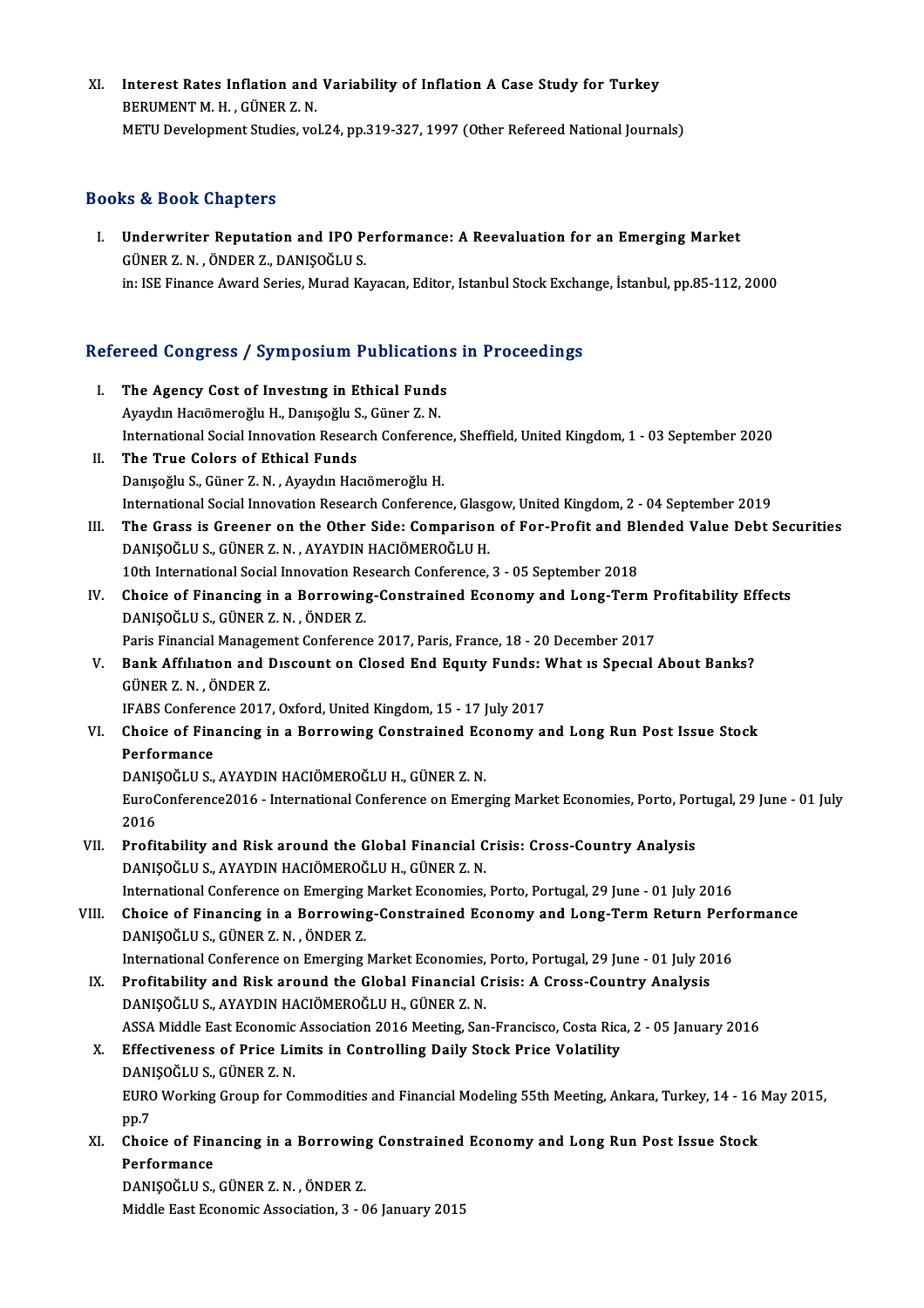XI. **Interest Rates Inflation and Variability of Inflation A Case Study for Turkey**
BERUMENT M. H. , GÜNER Z. N.
METU Development Studies, vol.24, pp.319-327, 1997 (Other Refereed National Journals)

## Books & Book Chapters

I. **Underwriter Reputation and IPO Performance: A Reevaluation for an Emerging Market**
GÜNER Z. N. , ÖNDER Z., DANIŞOĞLU S.
in: ISE Finance Award Series, Murad Kayacan, Editor, Istanbul Stock Exchange, İstanbul, pp.85-112, 2000

## Refereed Congress / Symposium Publications in Proceedings

I. **The Agency Cost of Investıng in Ethical Funds**
Ayaydın Hacıömeroğlu H., Danışoğlu S., Güner Z. N.
International Social Innovation Research Conference, Sheffield, United Kingdom, 1 - 03 September 2020

II. **The True Colors of Ethical Funds**
Danışoğlu S., Güner Z. N. , Ayaydın Hacıömeroğlu H.
International Social Innovation Research Conference, Glasgow, United Kingdom, 2 - 04 September 2019

III. **The Grass is Greener on the Other Side: Comparison of For-Profit and Blended Value Debt Securities**
DANIŞOĞLU S., GÜNER Z. N. , AYAYDIN HACIÖMEROĞLU H.
10th International Social Innovation Research Conference, 3 - 05 September 2018

IV. **Choice of Financing in a Borrowing-Constrained Economy and Long-Term Profitability Effects**
DANIŞOĞLU S., GÜNER Z. N. , ÖNDER Z.
Paris Financial Management Conference 2017, Paris, France, 18 - 20 December 2017

V. **Bank Affılıatıon and Dıscount on Closed End Equıty Funds: What ıs Specıal About Banks?**
GÜNER Z. N. , ÖNDER Z.
IFABS Conference 2017, Oxford, United Kingdom, 15 - 17 July 2017

VI. **Choice of Financing in a Borrowing Constrained Economy and Long Run Post Issue Stock Performance**
DANIŞOĞLU S., AYAYDIN HACIÖMEROĞLU H., GÜNER Z. N.
EuroConference2016 - International Conference on Emerging Market Economies, Porto, Portugal, 29 June - 01 July 2016

VII. **Profitability and Risk around the Global Financial Crisis: Cross-Country Analysis**
DANIŞOĞLU S., AYAYDIN HACIÖMEROĞLU H., GÜNER Z. N.
International Conference on Emerging Market Economies, Porto, Portugal, 29 June - 01 July 2016

VIII. **Choice of Financing in a Borrowing-Constrained Economy and Long-Term Return Performance**
DANIŞOĞLU S., GÜNER Z. N. , ÖNDER Z.
International Conference on Emerging Market Economies, Porto, Portugal, 29 June - 01 July 2016

IX. **Profitability and Risk around the Global Financial Crisis: A Cross-Country Analysis**
DANIŞOĞLU S., AYAYDIN HACIÖMEROĞLU H., GÜNER Z. N.
ASSA Middle East Economic Association 2016 Meeting, San-Francisco, Costa Rica, 2 - 05 January 2016

X. **Effectiveness of Price Limits in Controlling Daily Stock Price Volatility**
DANIŞOĞLU S., GÜNER Z. N.
EURO Working Group for Commodities and Financial Modeling 55th Meeting, Ankara, Turkey, 14 - 16 May 2015, pp.7

XI. **Choice of Financing in a Borrowing Constrained Economy and Long Run Post Issue Stock Performance**
DANIŞOĞLU S., GÜNER Z. N. , ÖNDER Z.
Middle East Economic Association, 3 - 06 January 2015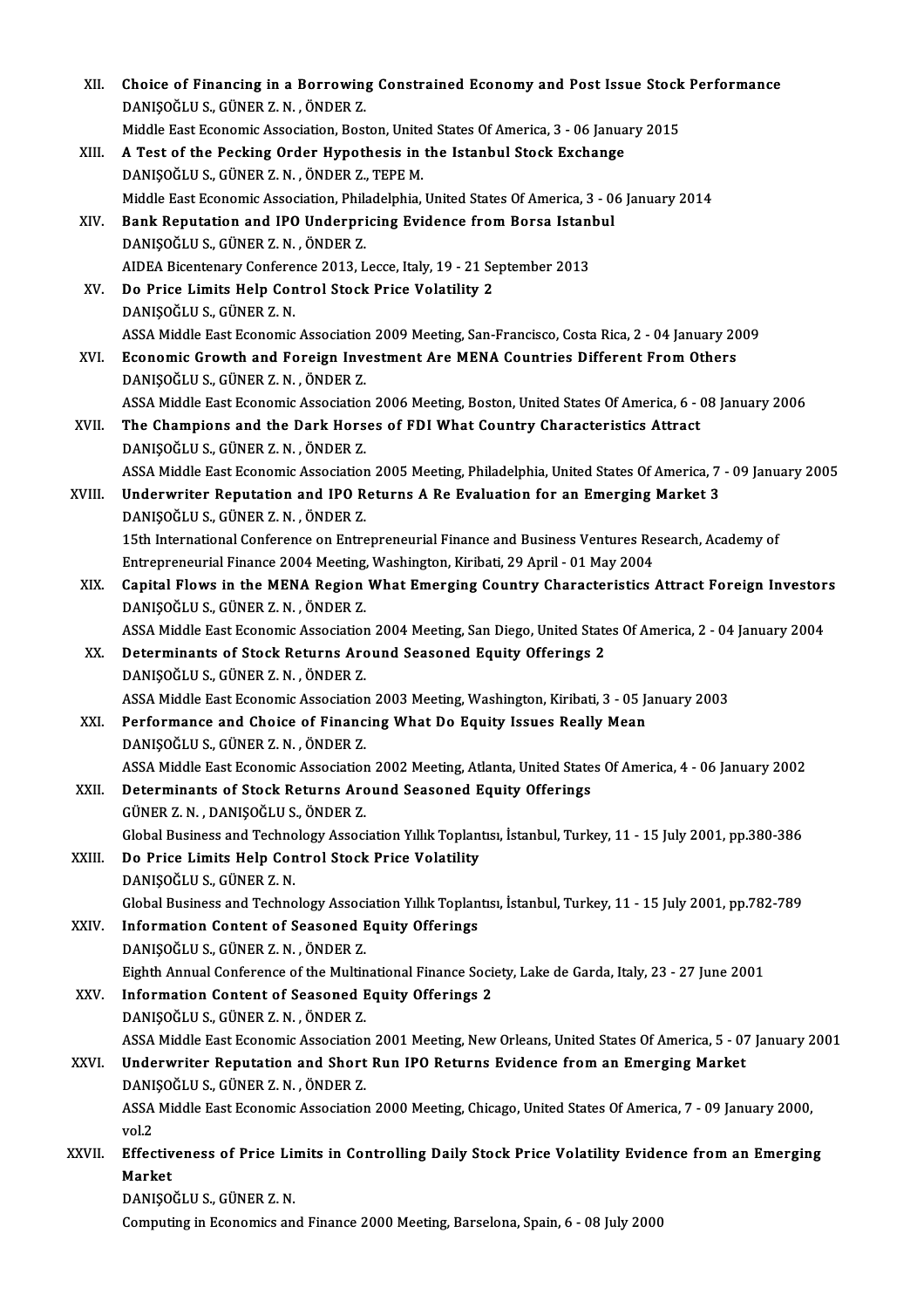XII. **Choice of Financing in a Borrowing Constrained Economy and Post Issue Stock Performance**
DANIŞOĞLU S., GÜNER Z. N. , ÖNDER Z.
Middle East Economic Association, Boston, United States Of America, 3 - 06 January 2015

XIII. **A Test of the Pecking Order Hypothesis in the Istanbul Stock Exchange**
DANIŞOĞLU S., GÜNER Z. N. , ÖNDER Z., TEPE M.
Middle East Economic Association, Philadelphia, United States Of America, 3 - 06 January 2014

XIV. **Bank Reputation and IPO Underpricing Evidence from Borsa Istanbul**
DANIŞOĞLU S., GÜNER Z. N. , ÖNDER Z.
AIDEA Bicentenary Conference 2013, Lecce, Italy, 19 - 21 September 2013

XV. **Do Price Limits Help Control Stock Price Volatility 2**
DANIŞOĞLU S., GÜNER Z. N.
ASSA Middle East Economic Association 2009 Meeting, San-Francisco, Costa Rica, 2 - 04 January 2009

XVI. **Economic Growth and Foreign Investment Are MENA Countries Different From Others**
DANIŞOĞLU S., GÜNER Z. N. , ÖNDER Z.
ASSA Middle East Economic Association 2006 Meeting, Boston, United States Of America, 6 - 08 January 2006

XVII. **The Champions and the Dark Horses of FDI What Country Characteristics Attract**
DANIŞOĞLU S., GÜNER Z. N. , ÖNDER Z.
ASSA Middle East Economic Association 2005 Meeting, Philadelphia, United States Of America, 7 - 09 January 2005

XVIII. **Underwriter Reputation and IPO Returns A Re Evaluation for an Emerging Market 3**
DANIŞOĞLU S., GÜNER Z. N. , ÖNDER Z.
15th International Conference on Entrepreneurial Finance and Business Ventures Research, Academy of Entrepreneurial Finance 2004 Meeting, Washington, Kiribati, 29 April - 01 May 2004

XIX. **Capital Flows in the MENA Region What Emerging Country Characteristics Attract Foreign Investors**
DANIŞOĞLU S., GÜNER Z. N. , ÖNDER Z.
ASSA Middle East Economic Association 2004 Meeting, San Diego, United States Of America, 2 - 04 January 2004

XX. **Determinants of Stock Returns Around Seasoned Equity Offerings 2**
DANIŞOĞLU S., GÜNER Z. N. , ÖNDER Z.
ASSA Middle East Economic Association 2003 Meeting, Washington, Kiribati, 3 - 05 January 2003

XXI. **Performance and Choice of Financing What Do Equity Issues Really Mean**
DANIŞOĞLU S., GÜNER Z. N. , ÖNDER Z.
ASSA Middle East Economic Association 2002 Meeting, Atlanta, United States Of America, 4 - 06 January 2002

XXII. **Determinants of Stock Returns Around Seasoned Equity Offerings**
GÜNER Z. N. , DANIŞOĞLU S., ÖNDER Z.
Global Business and Technology Association Yıllık Toplantısı, İstanbul, Turkey, 11 - 15 July 2001, pp.380-386

XXIII. **Do Price Limits Help Control Stock Price Volatility**
DANIŞOĞLU S., GÜNER Z. N.
Global Business and Technology Association Yıllık Toplantısı, İstanbul, Turkey, 11 - 15 July 2001, pp.782-789

XXIV. **Information Content of Seasoned Equity Offerings**
DANIŞOĞLU S., GÜNER Z. N. , ÖNDER Z.
Eighth Annual Conference of the Multinational Finance Society, Lake de Garda, Italy, 23 - 27 June 2001

XXV. **Information Content of Seasoned Equity Offerings 2**
DANIŞOĞLU S., GÜNER Z. N. , ÖNDER Z.
ASSA Middle East Economic Association 2001 Meeting, New Orleans, United States Of America, 5 - 07 January 2001

XXVI. **Underwriter Reputation and Short Run IPO Returns Evidence from an Emerging Market**
DANIŞOĞLU S., GÜNER Z. N. , ÖNDER Z.
ASSA Middle East Economic Association 2000 Meeting, Chicago, United States Of America, 7 - 09 January 2000, vol.2

XXVII. **Effectiveness of Price Limits in Controlling Daily Stock Price Volatility Evidence from an Emerging Market**
DANIŞOĞLU S., GÜNER Z. N.
Computing in Economics and Finance 2000 Meeting, Barselona, Spain, 6 - 08 July 2000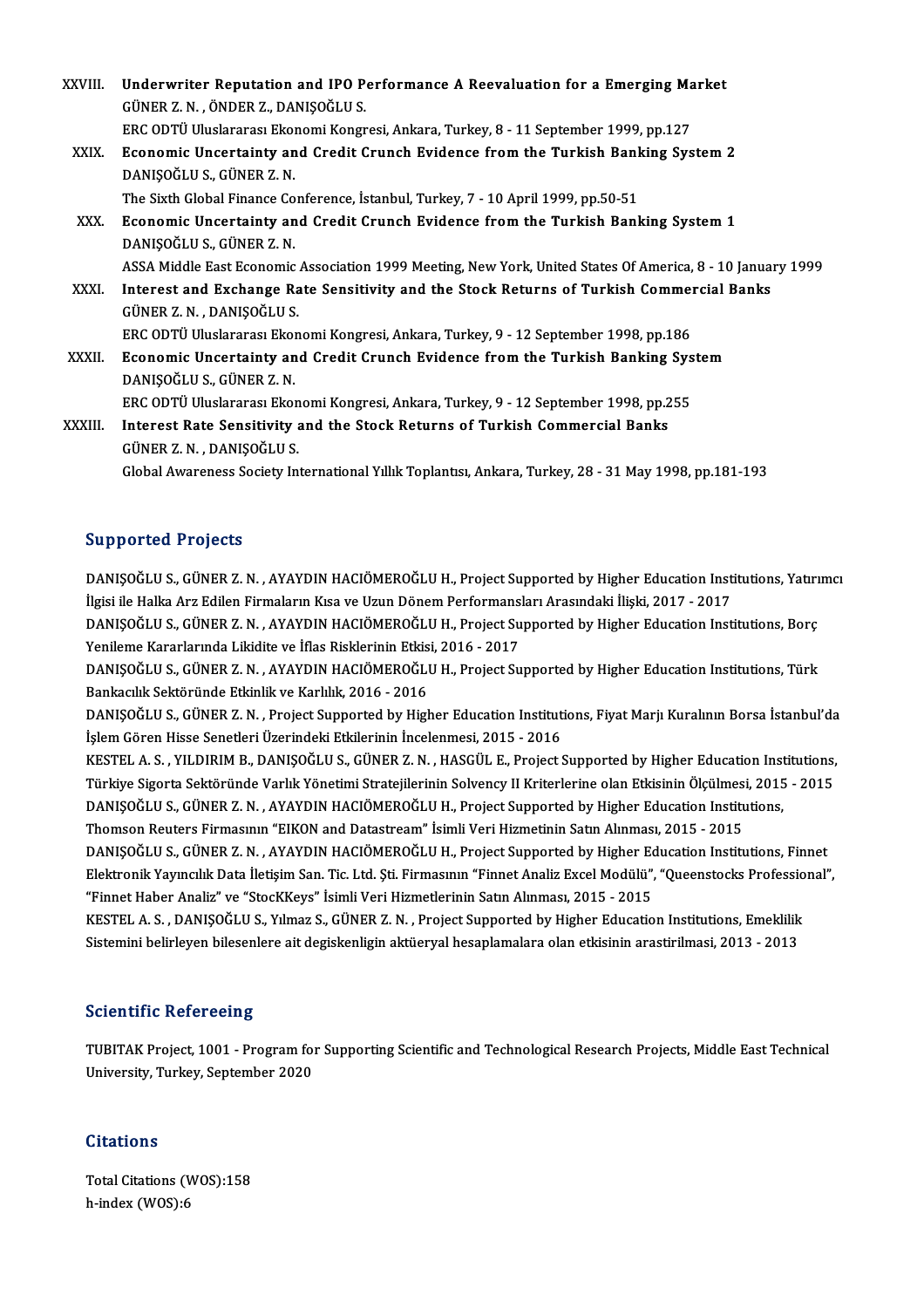XXVIII. **Underwriter Reputation and IPO Performance A Reevaluation for a Emerging Market**
GÜNER Z. N. , ÖNDER Z., DANIŞOĞLU S.
ERC ODTÜ Uluslararası Ekonomi Kongresi, Ankara, Turkey, 8 - 11 September 1999, pp.127

XXIX. **Economic Uncertainty and Credit Crunch Evidence from the Turkish Banking System 2**
DANIŞOĞLU S., GÜNER Z. N.
The Sixth Global Finance Conference, İstanbul, Turkey, 7 - 10 April 1999, pp.50-51

XXX. **Economic Uncertainty and Credit Crunch Evidence from the Turkish Banking System 1**
DANIŞOĞLU S., GÜNER Z. N.
ASSA Middle East Economic Association 1999 Meeting, New York, United States Of America, 8 - 10 January 1999

XXXI. **Interest and Exchange Rate Sensitivity and the Stock Returns of Turkish Commercial Banks**
GÜNER Z. N. , DANIŞOĞLU S.
ERC ODTÜ Uluslararası Ekonomi Kongresi, Ankara, Turkey, 9 - 12 September 1998, pp.186

XXXII. **Economic Uncertainty and Credit Crunch Evidence from the Turkish Banking System**
DANIŞOĞLU S., GÜNER Z. N.
ERC ODTÜ Uluslararası Ekonomi Kongresi, Ankara, Turkey, 9 - 12 September 1998, pp.255

XXXIII. **Interest Rate Sensitivity and the Stock Returns of Turkish Commercial Banks**
GÜNER Z. N. , DANIŞOĞLU S.
Global Awareness Society International Yıllık Toplantısı, Ankara, Turkey, 28 - 31 May 1998, pp.181-193

## Supported Projects

DANIŞOĞLU S., GÜNER Z. N. , AYAYDIN HACIÖMEROĞLU H., Project Supported by Higher Education Institutions, Yatırımcı İlgisi ile Halka Arz Edilen Firmaların Kısa ve Uzun Dönem Performansları Arasındaki İlişki, 2017 - 2017

DANIŞOĞLU S., GÜNER Z. N. , AYAYDIN HACIÖMEROĞLU H., Project Supported by Higher Education Institutions, Borç Yenileme Kararlarında Likidite ve İflas Risklerinin Etkisi, 2016 - 2017

DANIŞOĞLU S., GÜNER Z. N. , AYAYDIN HACIÖMEROĞLU H., Project Supported by Higher Education Institutions, Türk Bankacılık Sektöründe Etkinlik ve Karlılık, 2016 - 2016

DANIŞOĞLU S., GÜNER Z. N. , Project Supported by Higher Education Institutions, Fiyat Marjı Kuralının Borsa İstanbul'da İşlem Gören Hisse Senetleri Üzerindeki Etkilerinin İncelenmesi, 2015 - 2016

KESTEL A. S. , YILDIRIM B., DANIŞOĞLU S., GÜNER Z. N. , HASGÜL E., Project Supported by Higher Education Institutions, Türkiye Sigorta Sektöründe Varlık Yönetimi Stratejilerinin Solvency II Kriterlerine olan Etkisinin Ölçülmesi, 2015 - 2015

DANIŞOĞLU S., GÜNER Z. N. , AYAYDIN HACIÖMEROĞLU H., Project Supported by Higher Education Institutions, Thomson Reuters Firmasının "EIKON and Datastream" İsimli Veri Hizmetinin Satın Alınması, 2015 - 2015

DANIŞOĞLU S., GÜNER Z. N. , AYAYDIN HACIÖMEROĞLU H., Project Supported by Higher Education Institutions, Finnet Elektronik Yayıncılık Data İletişim San. Tic. Ltd. Şti. Firmasının "Finnet Analiz Excel Modülü", "Queenstocks Professional", "Finnet Haber Analiz" ve "StocKKeys" İsimli Veri Hizmetlerinin Satın Alınması, 2015 - 2015

KESTEL A. S. , DANIŞOĞLU S., Yılmaz S., GÜNER Z. N. , Project Supported by Higher Education Institutions, Emeklilik Sistemini belirleyen bilesenlere ait degiskenligin aktüeryal hesaplamalara olan etkisinin arastirilmasi, 2013 - 2013

## Scientific Refereeing

TUBITAK Project, 1001 - Program for Supporting Scientific and Technological Research Projects, Middle East Technical University, Turkey, September 2020

## Citations

Total Citations (WOS):158
h-index (WOS):6